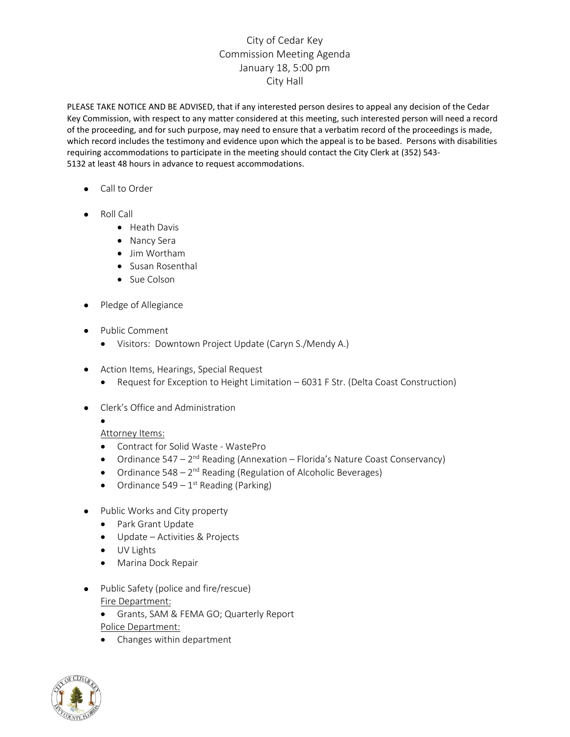# City of Cedar Key
## Commission Meeting Agenda
## January 18, 5:00 pm
## City Hall

PLEASE TAKE NOTICE AND BE ADVISED, that if any interested person desires to appeal any decision of the Cedar Key Commission, with respect to any matter considered at this meeting, such interested person will need a record of the proceeding, and for such purpose, may need to ensure that a verbatim record of the proceedings is made, which record includes the testimony and evidence upon which the appeal is to be based. Persons with disabilities requiring accommodations to participate in the meeting should contact the City Clerk at (352) 543-5132 at least 48 hours in advance to request accommodations.

- Call to Order
- Roll Call
    - Heath Davis
    - Nancy Sera
    - Jim Wortham
    - Susan Rosenthal
    - Sue Colson
- Pledge of Allegiance
- Public Comment
    - Visitors: Downtown Project Update (Caryn S./Mendy A.)
- Action Items, Hearings, Special Request
    - Request for Exception to Height Limitation – 6031 F Str. (Delta Coast Construction)
- Clerk's Office and Administration
    - 

  <u>Attorney Items:</u>
    - Contract for Solid Waste - WastePro
    - Ordinance 547 – 2nd Reading (Annexation – Florida's Nature Coast Conservancy)
    - Ordinance 548 – 2nd Reading (Regulation of Alcoholic Beverages)
    - Ordinance 549 – 1st Reading (Parking)
- Public Works and City property
    - Park Grant Update
    - Update – Activities & Projects
    - UV Lights
    - Marina Dock Repair
- Public Safety (police and fire/rescue)

  <u>Fire Department:</u>
    - Grants, SAM & FEMA GO; Quarterly Report

  <u>Police Department:</u>
    - Changes within department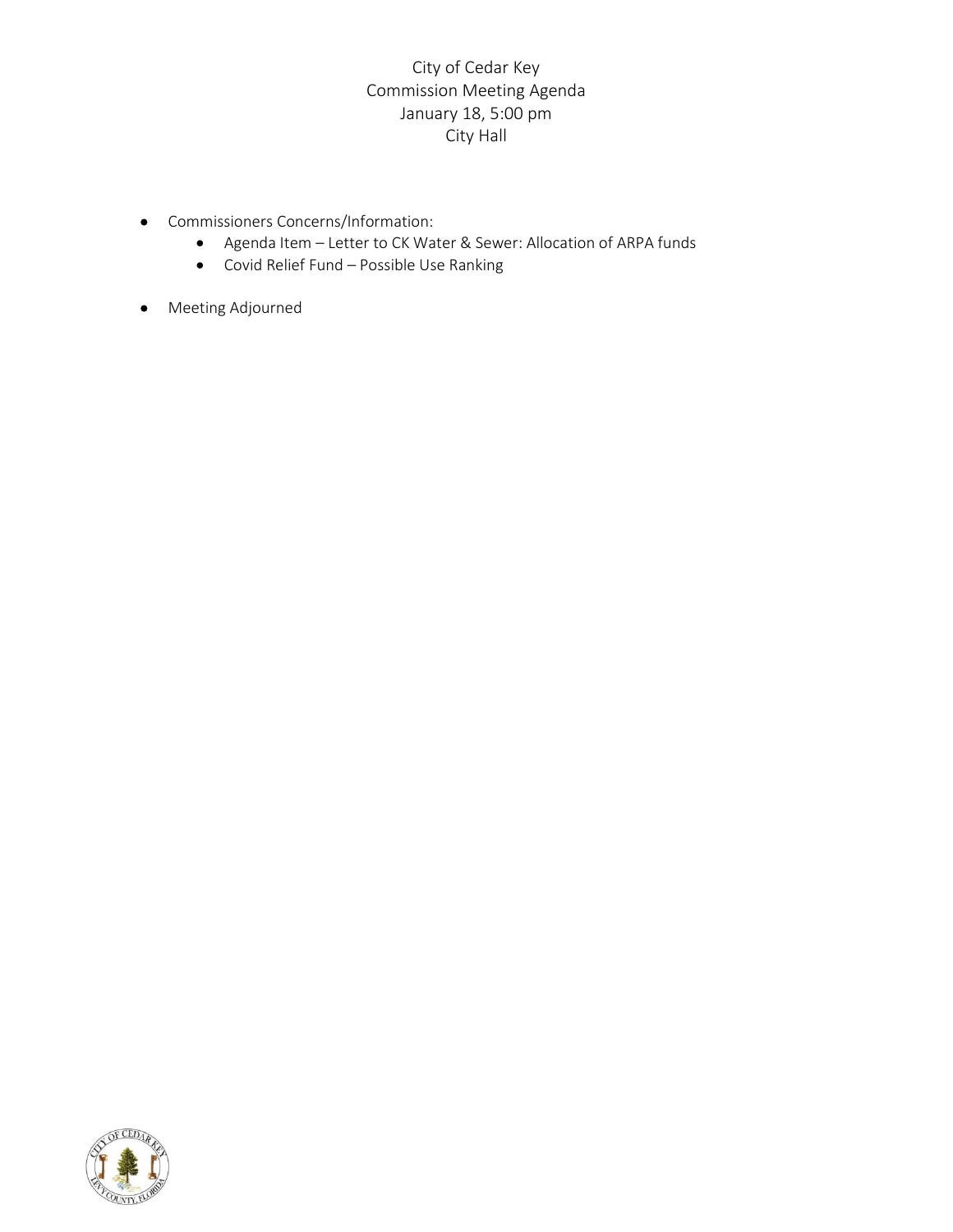City of Cedar Key
Commission Meeting Agenda
January 18, 5:00 pm
City Hall

- Commissioners Concerns/Information:
    - Agenda Item – Letter to CK Water & Sewer: Allocation of ARPA funds
    - Covid Relief Fund – Possible Use Ranking
- Meeting Adjourned